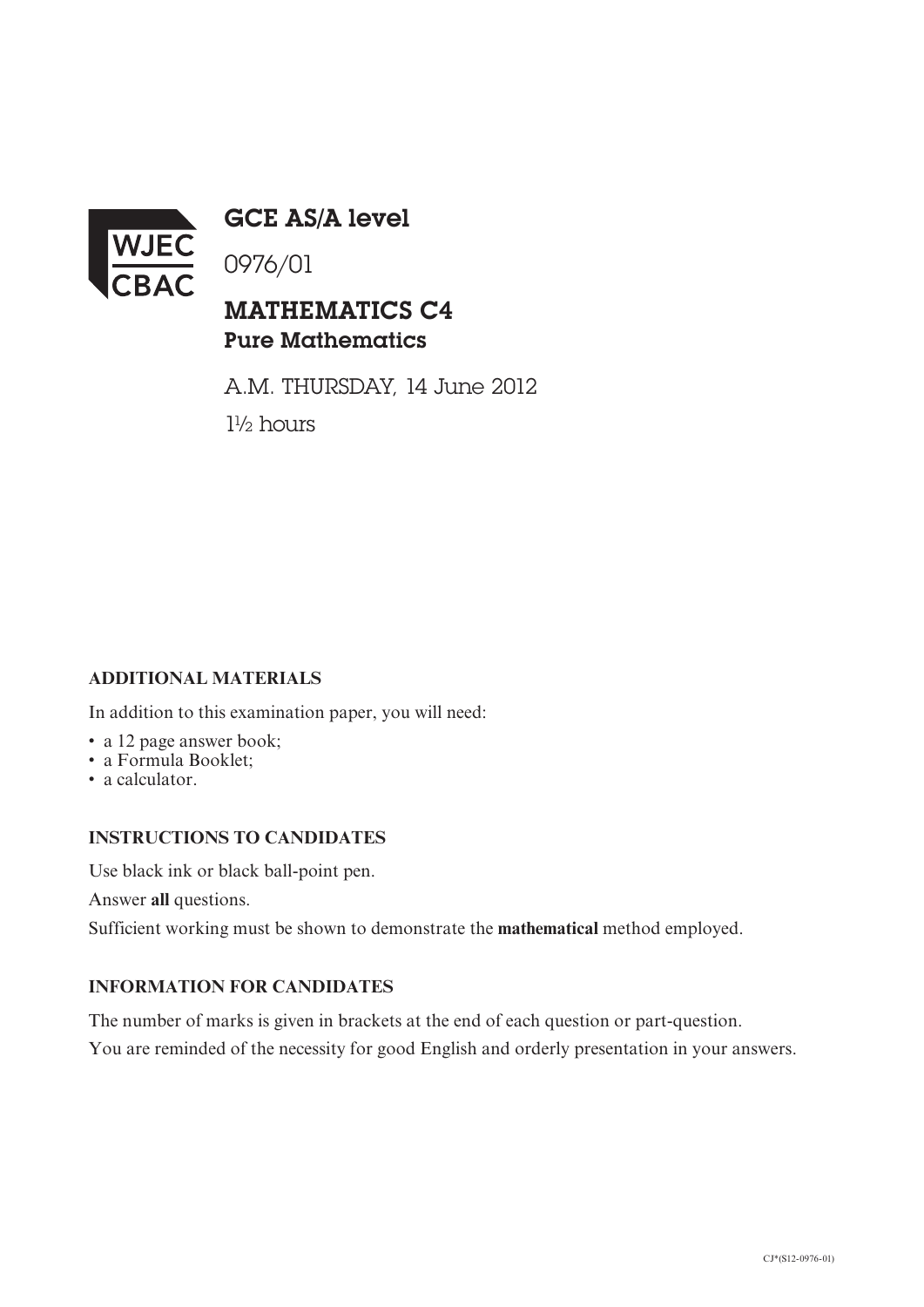WJEC CBAC

# GCE AS/A level

0976/01

## MATHEMATICS C4
### Pure Mathematics

A.M. THURSDAY, 14 June 2012

1½ hours

**ADDITIONAL MATERIALS**

In addition to this examination paper, you will need:

- a 12 page answer book;
- a Formula Booklet;
- a calculator.

**INSTRUCTIONS TO CANDIDATES**

Use black ink or black ball-point pen.

Answer **all** questions.

Sufficient working must be shown to demonstrate the **mathematical** method employed.

**INFORMATION FOR CANDIDATES**

The number of marks is given in brackets at the end of each question or part-question.

You are reminded of the necessity for good English and orderly presentation in your answers.

CJ*(S12-0976-01)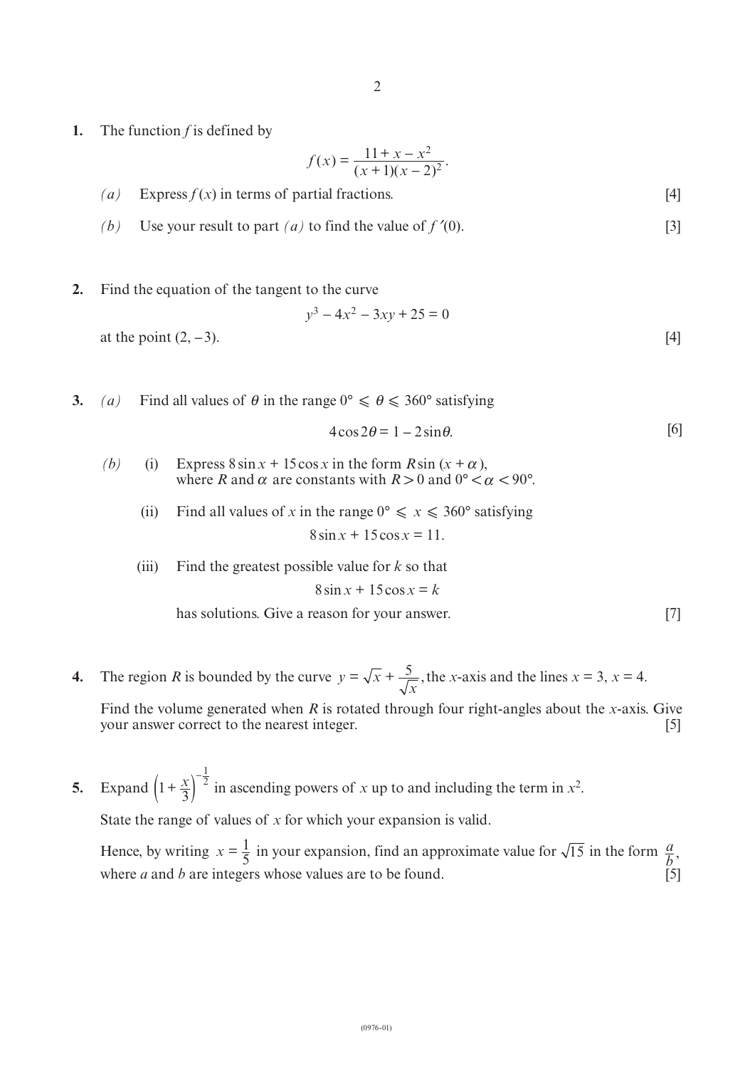**1.** The function $f$ is defined by

$$f(x) = \frac{11 + x - x^2}{(x+1)(x-2)^2}.$$

*(a)* Express $f(x)$ in terms of partial fractions. [4]

*(b)* Use your result to part *(a)* to find the value of $f'(0)$. [3]

**2.** Find the equation of the tangent to the curve

$$y^3 - 4x^2 - 3xy + 25 = 0$$

at the point $(2, -3)$. [4]

**3.** *(a)* Find all values of $\theta$ in the range $0° \leqslant \theta \leqslant 360°$ satisfying

$$4\cos 2\theta = 1 - 2\sin\theta.$$ [6]

*(b)* (i) Express $8\sin x + 15\cos x$ in the form $R\sin(x + \alpha)$, where $R$ and $\alpha$ are constants with $R > 0$ and $0° < \alpha < 90°$.

(ii) Find all values of $x$ in the range $0° \leqslant x \leqslant 360°$ satisfying

$$8\sin x + 15\cos x = 11.$$

(iii) Find the greatest possible value for $k$ so that

$$8\sin x + 15\cos x = k$$

has solutions. Give a reason for your answer. [7]

**4.** The region $R$ is bounded by the curve $y = \sqrt{x} + \dfrac{5}{\sqrt{x}}$, the $x$-axis and the lines $x = 3$, $x = 4$.

Find the volume generated when $R$ is rotated through four right-angles about the $x$-axis. Give your answer correct to the nearest integer. [5]

**5.** Expand $\left(1 + \frac{x}{3}\right)^{-\frac{1}{2}}$ in ascending powers of $x$ up to and including the term in $x^2$.

State the range of values of $x$ for which your expansion is valid.

Hence, by writing $x = \frac{1}{5}$ in your expansion, find an approximate value for $\sqrt{15}$ in the form $\frac{a}{b}$, where $a$ and $b$ are integers whose values are to be found. [5]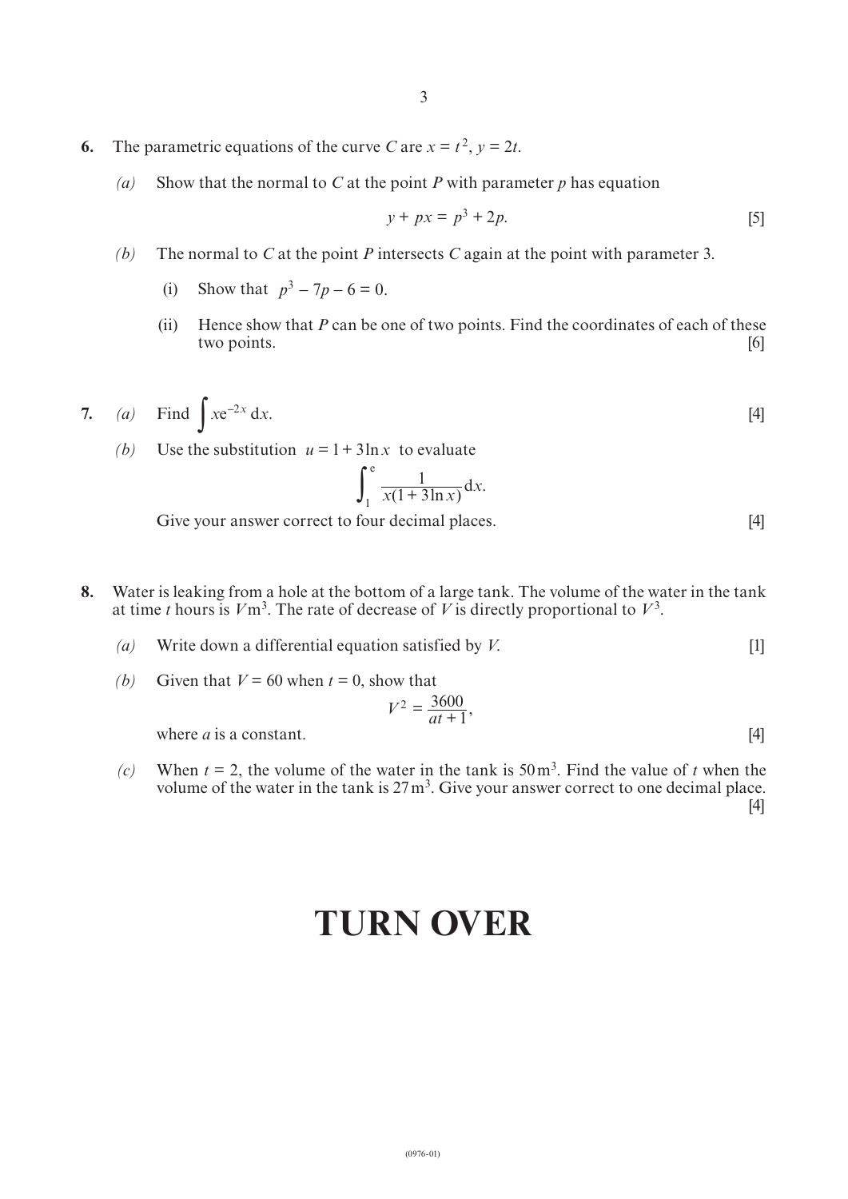**6.** The parametric equations of the curve $C$ are $x = t^2$, $y = 2t$.

*(a)* Show that the normal to $C$ at the point $P$ with parameter $p$ has equation

$$y + px = p^3 + 2p. \qquad [5]$$

*(b)* The normal to $C$ at the point $P$ intersects $C$ again at the point with parameter 3.

(i) Show that $p^3 - 7p - 6 = 0$.

(ii) Hence show that $P$ can be one of two points. Find the coordinates of each of these two points. [6]

**7.** *(a)* Find $\int x\mathrm{e}^{-2x}\,\mathrm{d}x$. [4]

*(b)* Use the substitution $u = 1 + 3\ln x$ to evaluate

$$\int_1^{\mathrm{e}} \frac{1}{x(1 + 3\ln x)}\,\mathrm{d}x.$$

Give your answer correct to four decimal places. [4]

**8.** Water is leaking from a hole at the bottom of a large tank. The volume of the water in the tank at time $t$ hours is $V\,\mathrm{m}^3$. The rate of decrease of $V$ is directly proportional to $V^3$.

*(a)* Write down a differential equation satisfied by $V$. [1]

*(b)* Given that $V = 60$ when $t = 0$, show that

$$V^2 = \frac{3600}{at + 1},$$

where $a$ is a constant. [4]

*(c)* When $t = 2$, the volume of the water in the tank is $50\,\mathrm{m}^3$. Find the value of $t$ when the volume of the water in the tank is $27\,\mathrm{m}^3$. Give your answer correct to one decimal place. [4]

# TURN OVER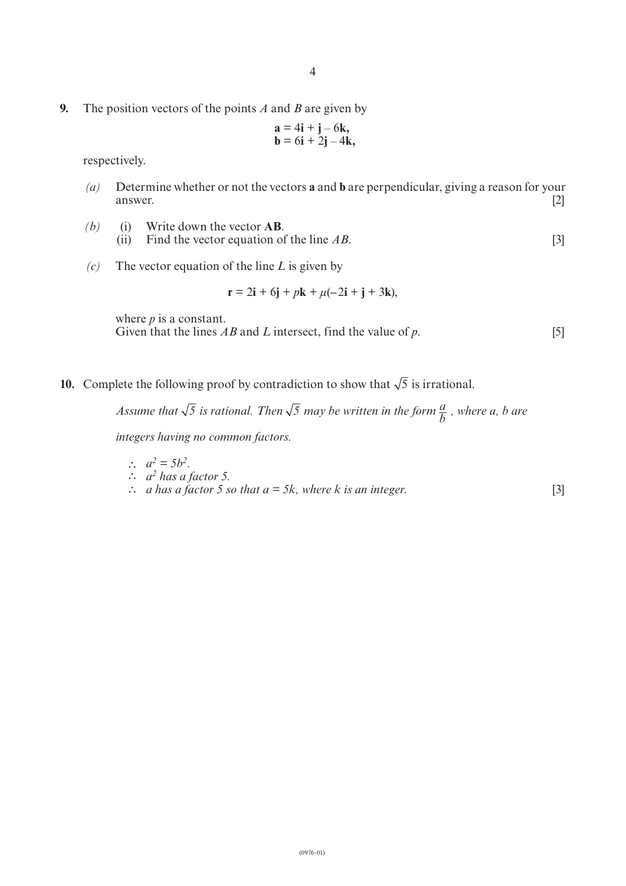**9.** The position vectors of the points $A$ and $B$ are given by

$$\mathbf{a} = 4\mathbf{i} + \mathbf{j} - 6\mathbf{k},$$
$$\mathbf{b} = 6\mathbf{i} + 2\mathbf{j} - 4\mathbf{k},$$

respectively.

*(a)* Determine whether or not the vectors **a** and **b** are perpendicular, giving a reason for your answer. [2]

*(b)* (i) Write down the vector **AB**.
(ii) Find the vector equation of the line $AB$. [3]

*(c)* The vector equation of the line $L$ is given by

$$\mathbf{r} = 2\mathbf{i} + 6\mathbf{j} + p\mathbf{k} + \mu(-2\mathbf{i} + \mathbf{j} + 3\mathbf{k}),$$

where $p$ is a constant.
Given that the lines $AB$ and $L$ intersect, find the value of $p$. [5]

**10.** Complete the following proof by contradiction to show that $\sqrt{5}$ is irrational.

*Assume that $\sqrt{5}$ is rational. Then $\sqrt{5}$ may be written in the form $\frac{a}{b}$, where a, b are integers having no common factors.*

$\therefore$ *$a^2 = 5b^2$.*
$\therefore$ *$a^2$ has a factor 5.*
$\therefore$ *a has a factor 5 so that $a = 5k$, where k is an integer.* [3]